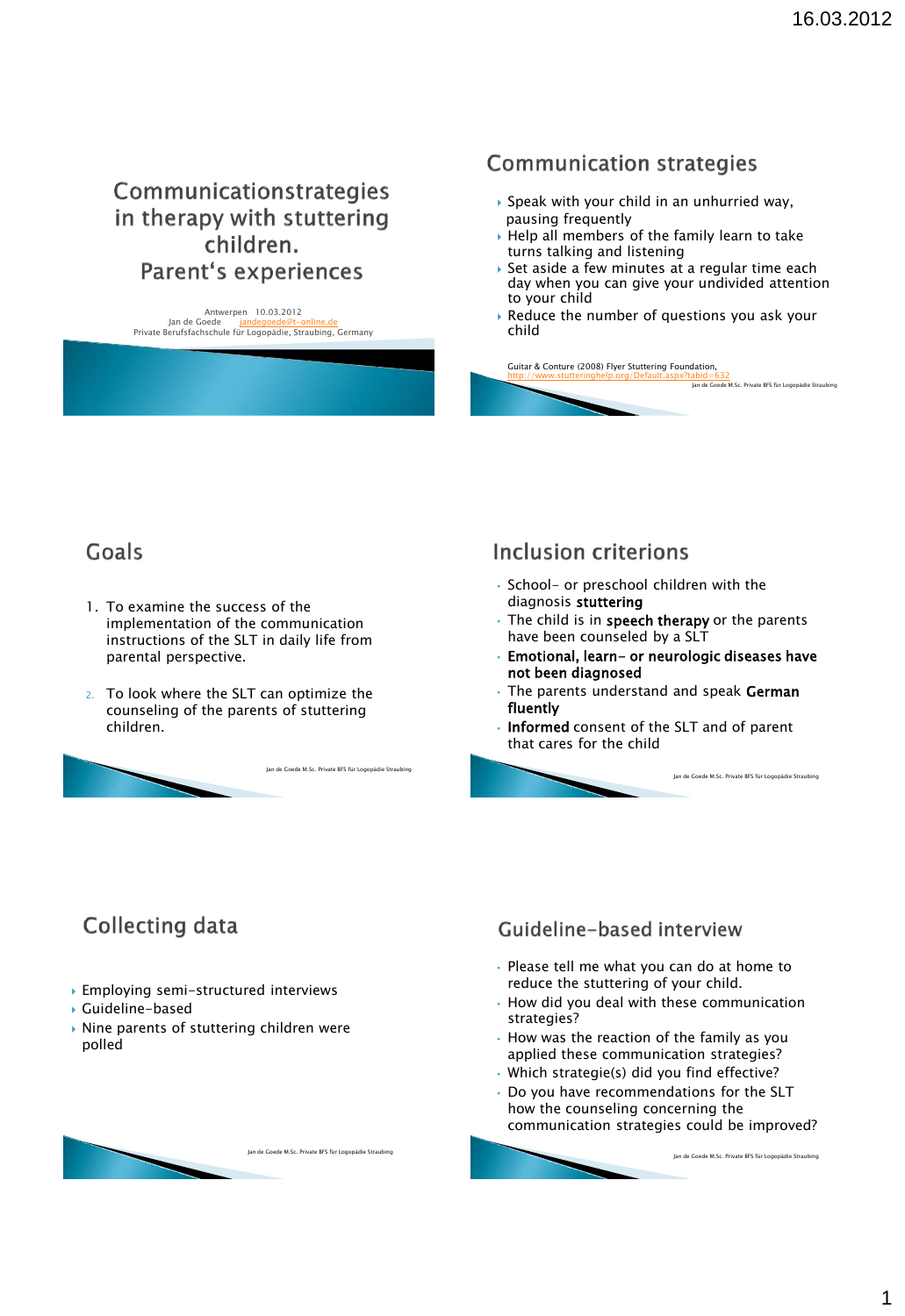# Communicationstrategies in therapy with stuttering children. Parent‘s experiences

Antwerpen 10.03.2012
Jan de Goede jandegoede@t-online.de
Private Berufsfachschule für Logopädie, Straubing, Germany

## Communication strategies

- Speak with your child in an unhurried way, pausing frequently
- Help all members of the family learn to take turns talking and listening
- Set aside a few minutes at a regular time each day when you can give your undivided attention to your child
- Reduce the number of questions you ask your child

Guitar & Conture (2008) Flyer Stuttering Foundation, http://www.stutteringhelp.org/Default.aspx?tabid=632

## Goals

1. To examine the success of the implementation of the communication instructions of the SLT in daily life from parental perspective.
2. To look where the SLT can optimize the counseling of the parents of stuttering children.

## Inclusion criterions

- School- or preschool children with the diagnosis **stuttering**
- The child is in **speech therapy** or the parents have been counseled by a SLT
- **Emotional, learn- or neurologic diseases have not been diagnosed**
- The parents understand and speak **German fluently**
- **Informed** consent of the SLT and of parent that cares for the child

## Collecting data

- Employing semi-structured interviews
- Guideline-based
- Nine parents of stuttering children were polled

## Guideline-based interview

- Please tell me what you can do at home to reduce the stuttering of your child.
- How did you deal with these communication strategies?
- How was the reaction of the family as you applied these communication strategies?
- Which strategie(s) did you find effective?
- Do you have recommendations for the SLT how the counseling concerning the communication strategies could be improved?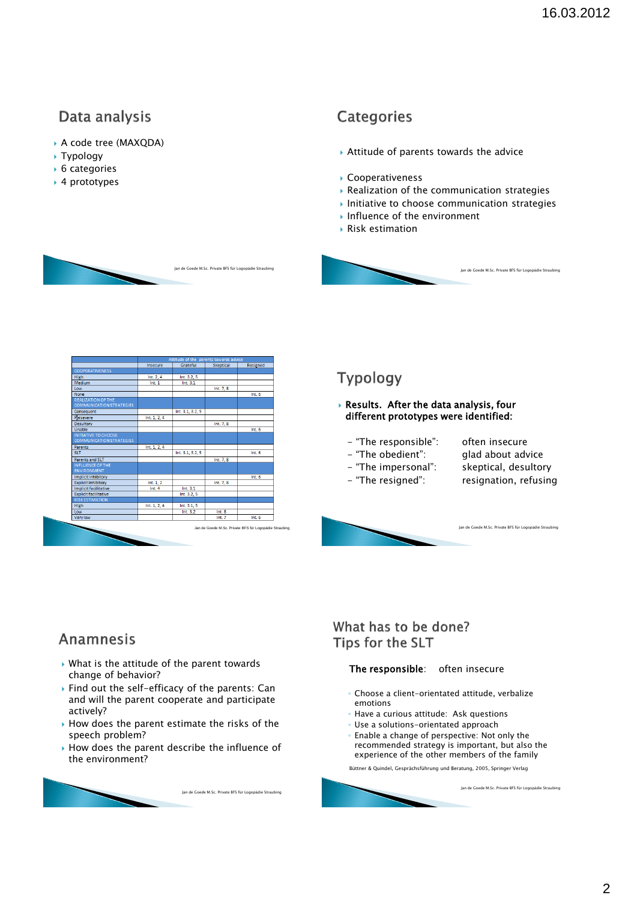## Data analysis

- A code tree (MAXQDA)
- Typology
- 6 categories
- 4 prototypes

## Categories

- Attitude of parents towards the advice
- Cooperativeness
- Realization of the communication strategies
- Initiative to choose communication strategies
- Influence of the environment
- Risk estimation

| | Attitude of the parents towards advice | | | |
|---|---|---|---|---|
| | Insecure | Grateful | Skeptical | Resigned |
| COOPERATIVENESS | | | | |
| High | Int. 2, 4 | Int. 3.2, 5 | | |
| Medium | Int. 1 | Int. 3.1 | | |
| Low | | | Int. 7, 8 | |
| None | | | | Int. 6 |
| REALIZATION OF THE COMMUNICATION STRATEGIES | | | | |
| Consequent | | Int. 3.1, 3.2, 5 | | |
| Persevere | Int. 1, 2, 4 | | | |
| Desultory | | | Int. 7, 8 | |
| Unable | | | | Int. 6 |
| INITIATIVE TO CHOOSE COMMUNICATION STRATEGIES | | | | |
| Parents | Int. 1, 2, 4 | | | |
| SLT | | Int. 3.1, 3.2, 5 | | Int. 6 |
| Parents and SLT | | | Int. 7, 8 | |
| INFLUENCE OF THE ENVIRONMENT | | | | |
| Implicit inhibitory | | | | Int. 6 |
| Explicit inhibitory | Int. 1, 2 | | Int. 7, 8 | |
| Implicit facilitative | Int. 4 | Int. 3.1 | | |
| Explicit facilitative | | Int. 3.2, 5 | | |
| RISK ESTIMATION | | | | |
| High | Int. 1, 2, 4 | Int. 3.1, 5 | | |
| Low | | Int. 3.2 | Int. 8 | |
| Very low | | | Int. 7 | Int. 6 |

## Typology

- **Results. After the data analysis, four different prototypes were identified:**

  - "The responsible": often insecure
  - "The obedient": glad about advice
  - "The impersonal": skeptical, desultory
  - "The resigned": resignation, refusing

## Anamnesis

- What is the attitude of the parent towards change of behavior?
- Find out the self-efficacy of the parents: Can and will the parent cooperate and participate actively?
- How does the parent estimate the risks of the speech problem?
- How does the parent describe the influence of the environment?

## What has to be done? Tips for the SLT

**The responsible**: often insecure

- Choose a client-orientated attitude, verbalize emotions
- Have a curious attitude: Ask questions
- Use a solutions-orientated approach
- Enable a change of perspective: Not only the recommended strategy is important, but also the experience of the other members of the family

Büttner & Quindel, Gesprächsführung und Beratung, 2005, Springer Verlag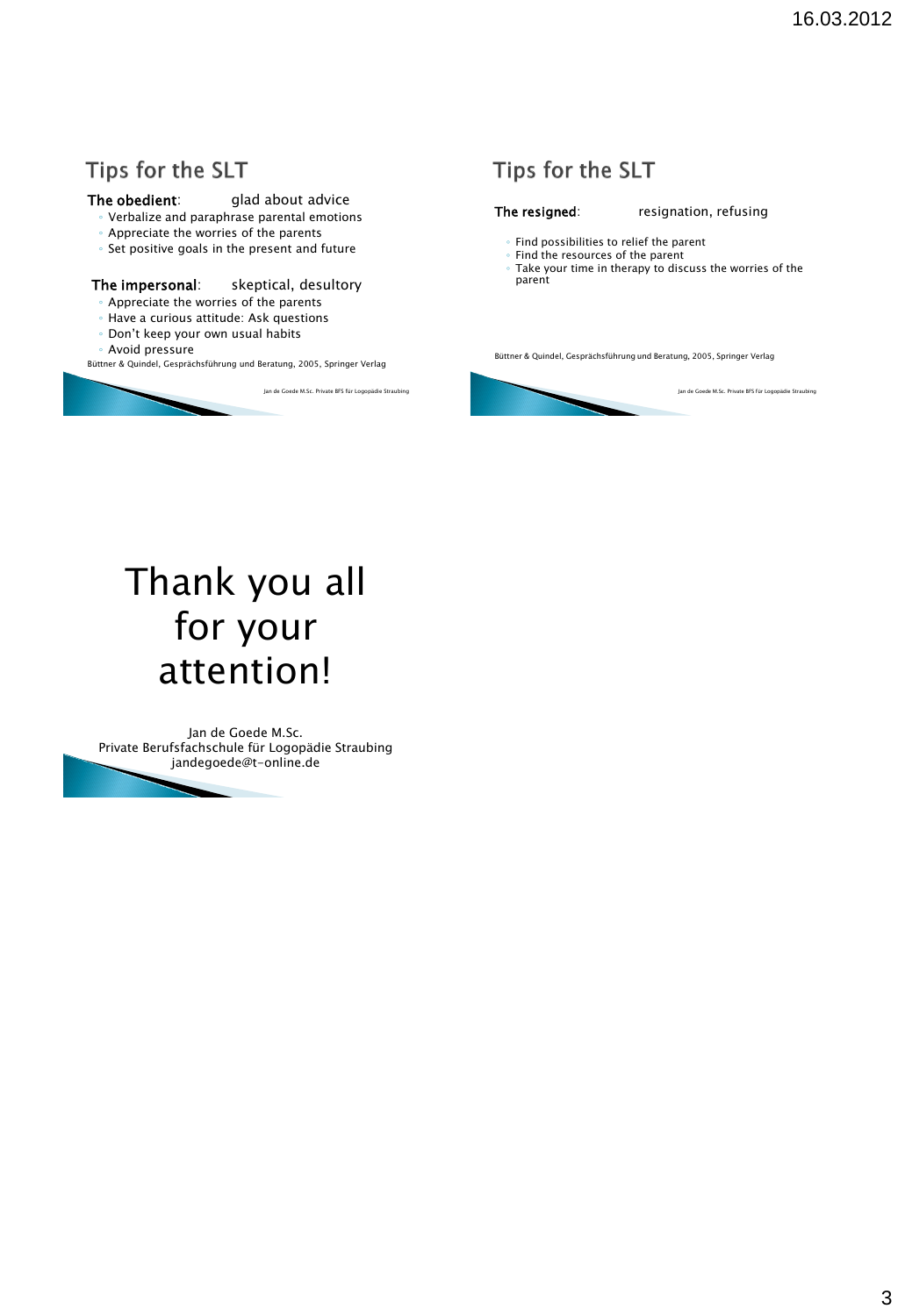## Tips for the SLT

**The obedient**: glad about advice

- Verbalize and paraphrase parental emotions
- Appreciate the worries of the parents
- Set positive goals in the present and future

**The impersonal**: skeptical, desultory

- Appreciate the worries of the parents
- Have a curious attitude: Ask questions
- Don't keep your own usual habits
- Avoid pressure

Büttner & Quindel, Gesprächsführung und Beratung, 2005, Springer Verlag

Jan de Goede M.Sc. Private BFS für Logopädie Straubing

## Tips for the SLT

**The resigned**: resignation, refusing

- Find possibilities to relief the parent
- Find the resources of the parent
- Take your time in therapy to discuss the worries of the parent

Büttner & Quindel, Gesprächsführung und Beratung, 2005, Springer Verlag

Jan de Goede M.Sc. Private BFS für Logopädie Straubing

# Thank you all for your attention!

Jan de Goede M.Sc.
Private Berufsfachschule für Logopädie Straubing
jandegoede@t-online.de